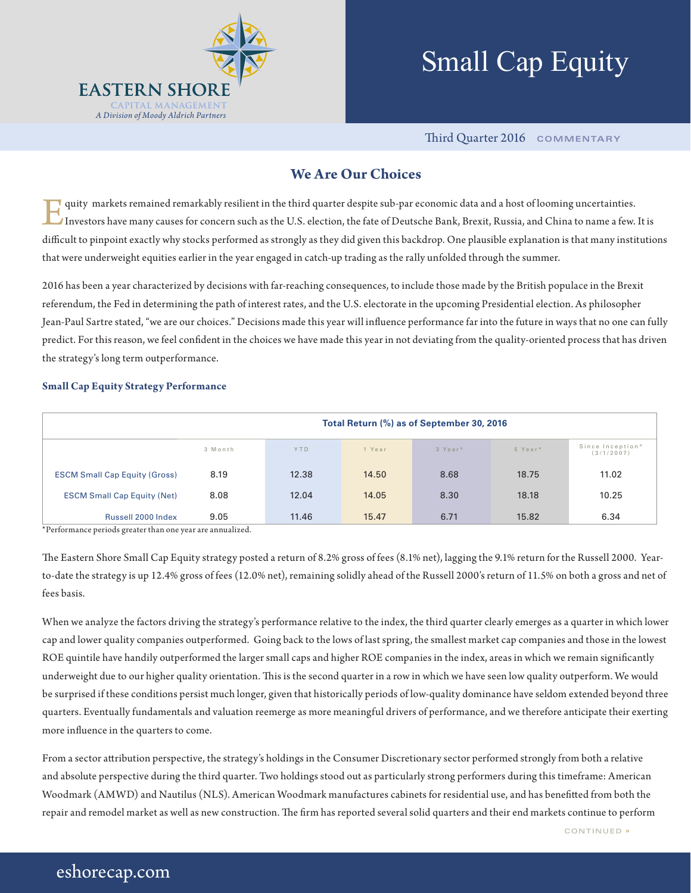# Small Cap Equity

EASTERN SHORE
CAPITAL MANAGEMENT
*A Division of Moody Aldrich Partners*

Third Quarter 2016 COMMENTARY

## We Are Our Choices

Equity markets remained remarkably resilient in the third quarter despite sub-par economic data and a host of looming uncertainties. Investors have many causes for concern such as the U.S. election, the fate of Deutsche Bank, Brexit, Russia, and China to name a few. It is difficult to pinpoint exactly why stocks performed as strongly as they did given this backdrop. One plausible explanation is that many institutions that were underweight equities earlier in the year engaged in catch-up trading as the rally unfolded through the summer.

2016 has been a year characterized by decisions with far-reaching consequences, to include those made by the British populace in the Brexit referendum, the Fed in determining the path of interest rates, and the U.S. electorate in the upcoming Presidential election. As philosopher Jean-Paul Sartre stated, "we are our choices." Decisions made this year will influence performance far into the future in ways that no one can fully predict. For this reason, we feel confident in the choices we have made this year in not deviating from the quality-oriented process that has driven the strategy's long term outperformance.

### Small Cap Equity Strategy Performance

**Total Return (%) as of September 30, 2016**

| | 3 Month | YTD | 1 Year | 3 Year* | 5 Year* | Since Inception* (3/1/2007) |
|---|---|---|---|---|---|---|
| ESCM Small Cap Equity (Gross) | 8.19 | 12.38 | 14.50 | 8.68 | 18.75 | 11.02 |
| ESCM Small Cap Equity (Net) | 8.08 | 12.04 | 14.05 | 8.30 | 18.18 | 10.25 |
| Russell 2000 Index | 9.05 | 11.46 | 15.47 | 6.71 | 15.82 | 6.34 |

*Performance periods greater than one year are annualized.

The Eastern Shore Small Cap Equity strategy posted a return of 8.2% gross of fees (8.1% net), lagging the 9.1% return for the Russell 2000. Year-to-date the strategy is up 12.4% gross of fees (12.0% net), remaining solidly ahead of the Russell 2000's return of 11.5% on both a gross and net of fees basis.

When we analyze the factors driving the strategy's performance relative to the index, the third quarter clearly emerges as a quarter in which lower cap and lower quality companies outperformed. Going back to the lows of last spring, the smallest market cap companies and those in the lowest ROE quintile have handily outperformed the larger small caps and higher ROE companies in the index, areas in which we remain significantly underweight due to our higher quality orientation. This is the second quarter in a row in which we have seen low quality outperform. We would be surprised if these conditions persist much longer, given that historically periods of low-quality dominance have seldom extended beyond three quarters. Eventually fundamentals and valuation reemerge as more meaningful drivers of performance, and we therefore anticipate their exerting more influence in the quarters to come.

From a sector attribution perspective, the strategy's holdings in the Consumer Discretionary sector performed strongly from both a relative and absolute perspective during the third quarter. Two holdings stood out as particularly strong performers during this timeframe: American Woodmark (AMWD) and Nautilus (NLS). American Woodmark manufactures cabinets for residential use, and has benefitted from both the repair and remodel market as well as new construction. The firm has reported several solid quarters and their end markets continue to perform

CONTINUED »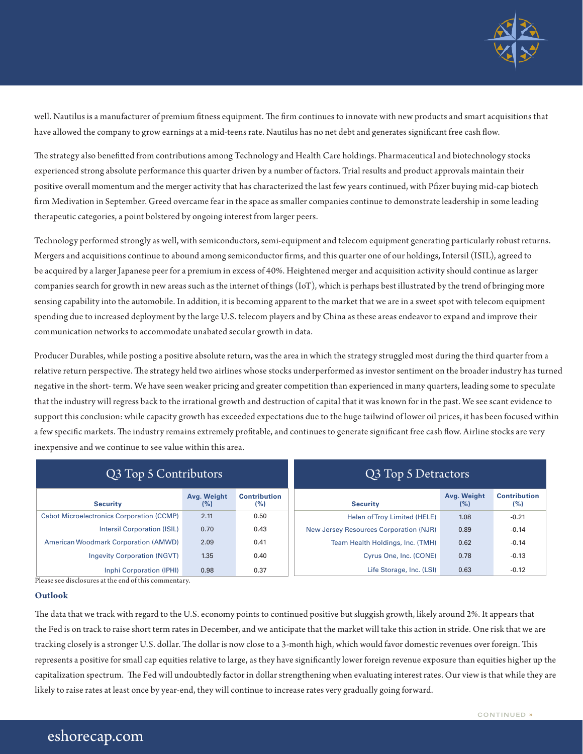well. Nautilus is a manufacturer of premium fitness equipment. The firm continues to innovate with new products and smart acquisitions that have allowed the company to grow earnings at a mid-teens rate. Nautilus has no net debt and generates significant free cash flow.

The strategy also benefitted from contributions among Technology and Health Care holdings. Pharmaceutical and biotechnology stocks experienced strong absolute performance this quarter driven by a number of factors. Trial results and product approvals maintain their positive overall momentum and the merger activity that has characterized the last few years continued, with Pfizer buying mid-cap biotech firm Medivation in September. Greed overcame fear in the space as smaller companies continue to demonstrate leadership in some leading therapeutic categories, a point bolstered by ongoing interest from larger peers.

Technology performed strongly as well, with semiconductors, semi-equipment and telecom equipment generating particularly robust returns. Mergers and acquisitions continue to abound among semiconductor firms, and this quarter one of our holdings, Intersil (ISIL), agreed to be acquired by a larger Japanese peer for a premium in excess of 40%. Heightened merger and acquisition activity should continue as larger companies search for growth in new areas such as the internet of things (IoT), which is perhaps best illustrated by the trend of bringing more sensing capability into the automobile. In addition, it is becoming apparent to the market that we are in a sweet spot with telecom equipment spending due to increased deployment by the large U.S. telecom players and by China as these areas endeavor to expand and improve their communication networks to accommodate unabated secular growth in data.

Producer Durables, while posting a positive absolute return, was the area in which the strategy struggled most during the third quarter from a relative return perspective. The strategy held two airlines whose stocks underperformed as investor sentiment on the broader industry has turned negative in the short- term. We have seen weaker pricing and greater competition than experienced in many quarters, leading some to speculate that the industry will regress back to the irrational growth and destruction of capital that it was known for in the past. We see scant evidence to support this conclusion: while capacity growth has exceeded expectations due to the huge tailwind of lower oil prices, it has been focused within a few specific markets. The industry remains extremely profitable, and continues to generate significant free cash flow. Airline stocks are very inexpensive and we continue to see value within this area.

**Q3 Top 5 Contributors**

| Security | Avg. Weight (%) | Contribution (%) |
|---|---|---|
| Cabot Microelectronics Corporation (CCMP) | 2.11 | 0.50 |
| Intersil Corporation (ISIL) | 0.70 | 0.43 |
| American Woodmark Corporation (AMWD) | 2.09 | 0.41 |
| Ingevity Corporation (NGVT) | 1.35 | 0.40 |
| Inphi Corporation (IPHI) | 0.98 | 0.37 |

**Q3 Top 5 Detractors**

| Security | Avg. Weight (%) | Contribution (%) |
|---|---|---|
| Helen of Troy Limited (HELE) | 1.08 | -0.21 |
| New Jersey Resources Corporation (NJR) | 0.89 | -0.14 |
| Team Health Holdings, Inc. (TMH) | 0.62 | -0.14 |
| Cyrus One, Inc. (CONE) | 0.78 | -0.13 |
| Life Storage, Inc. (LSI) | 0.63 | -0.12 |

Please see disclosures at the end of this commentary.

### Outlook

The data that we track with regard to the U.S. economy points to continued positive but sluggish growth, likely around 2%. It appears that the Fed is on track to raise short term rates in December, and we anticipate that the market will take this action in stride. One risk that we are tracking closely is a stronger U.S. dollar. The dollar is now close to a 3-month high, which would favor domestic revenues over foreign. This represents a positive for small cap equities relative to large, as they have significantly lower foreign revenue exposure than equities higher up the capitalization spectrum. The Fed will undoubtedly factor in dollar strengthening when evaluating interest rates. Our view is that while they are likely to raise rates at least once by year-end, they will continue to increase rates very gradually going forward.

CONTINUED »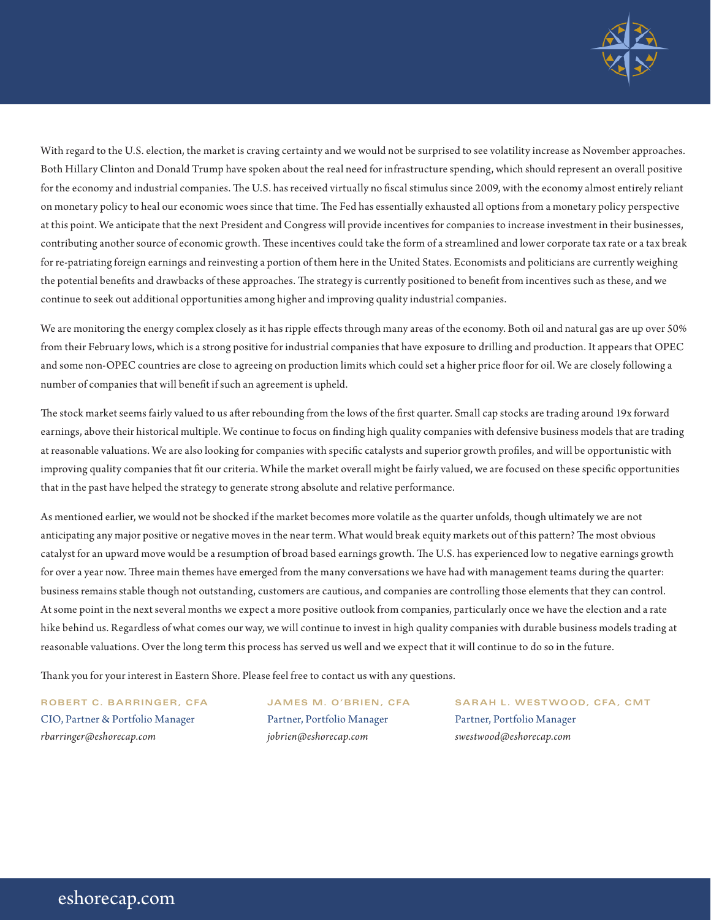With regard to the U.S. election, the market is craving certainty and we would not be surprised to see volatility increase as November approaches. Both Hillary Clinton and Donald Trump have spoken about the real need for infrastructure spending, which should represent an overall positive for the economy and industrial companies. The U.S. has received virtually no fiscal stimulus since 2009, with the economy almost entirely reliant on monetary policy to heal our economic woes since that time. The Fed has essentially exhausted all options from a monetary policy perspective at this point. We anticipate that the next President and Congress will provide incentives for companies to increase investment in their businesses, contributing another source of economic growth. These incentives could take the form of a streamlined and lower corporate tax rate or a tax break for re-patriating foreign earnings and reinvesting a portion of them here in the United States. Economists and politicians are currently weighing the potential benefits and drawbacks of these approaches. The strategy is currently positioned to benefit from incentives such as these, and we continue to seek out additional opportunities among higher and improving quality industrial companies.

We are monitoring the energy complex closely as it has ripple effects through many areas of the economy. Both oil and natural gas are up over 50% from their February lows, which is a strong positive for industrial companies that have exposure to drilling and production. It appears that OPEC and some non-OPEC countries are close to agreeing on production limits which could set a higher price floor for oil. We are closely following a number of companies that will benefit if such an agreement is upheld.

The stock market seems fairly valued to us after rebounding from the lows of the first quarter. Small cap stocks are trading around 19x forward earnings, above their historical multiple. We continue to focus on finding high quality companies with defensive business models that are trading at reasonable valuations. We are also looking for companies with specific catalysts and superior growth profiles, and will be opportunistic with improving quality companies that fit our criteria. While the market overall might be fairly valued, we are focused on these specific opportunities that in the past have helped the strategy to generate strong absolute and relative performance.

As mentioned earlier, we would not be shocked if the market becomes more volatile as the quarter unfolds, though ultimately we are not anticipating any major positive or negative moves in the near term. What would break equity markets out of this pattern? The most obvious catalyst for an upward move would be a resumption of broad based earnings growth. The U.S. has experienced low to negative earnings growth for over a year now. Three main themes have emerged from the many conversations we have had with management teams during the quarter: business remains stable though not outstanding, customers are cautious, and companies are controlling those elements that they can control. At some point in the next several months we expect a more positive outlook from companies, particularly once we have the election and a rate hike behind us. Regardless of what comes our way, we will continue to invest in high quality companies with durable business models trading at reasonable valuations. Over the long term this process has served us well and we expect that it will continue to do so in the future.

Thank you for your interest in Eastern Shore. Please feel free to contact us with any questions.

**ROBERT C. BARRINGER, CFA**
CIO, Partner & Portfolio Manager
*rbarringer@eshorecap.com*

**JAMES M. O'BRIEN, CFA**
Partner, Portfolio Manager
*jobrien@eshorecap.com*

**SARAH L. WESTWOOD, CFA, CMT**
Partner, Portfolio Manager
*swestwood@eshorecap.com*

eshorecap.com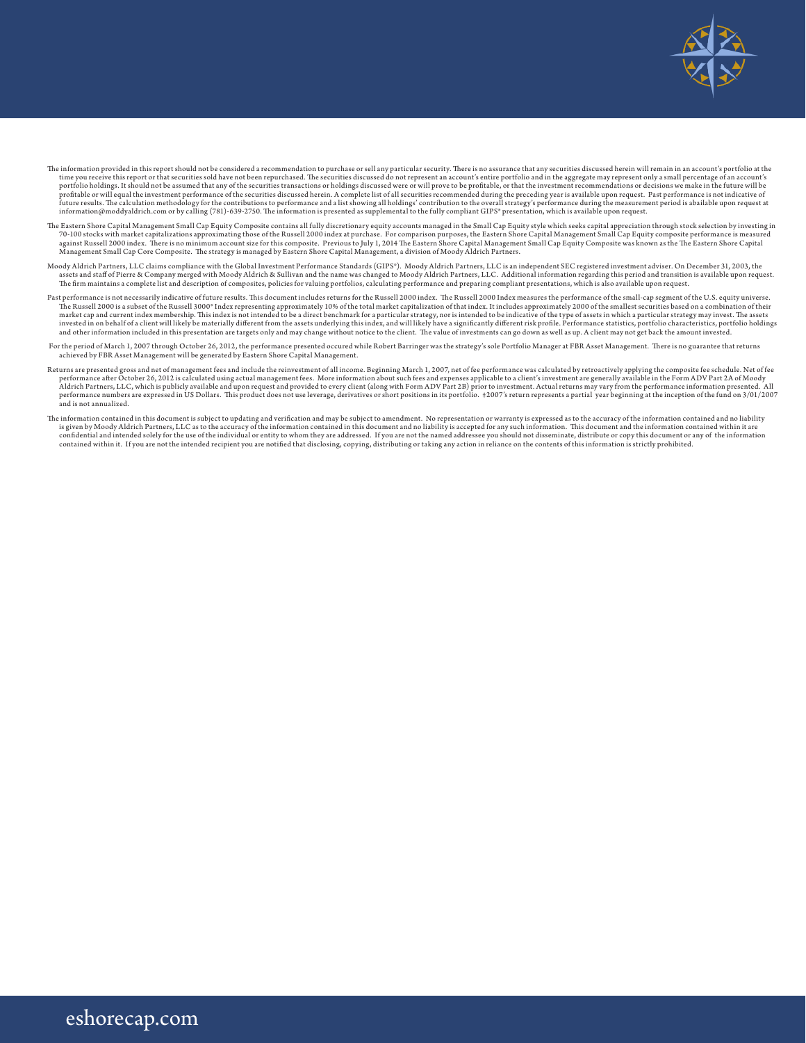The information provided in this report should not be considered a recommendation to purchase or sell any particular security. There is no assurance that any securities discussed herein will remain in an account's portfolio at the time you receive this report or that securities sold have not been repurchased. The securities discussed do not represent an account's entire portfolio and in the aggregate may represent only a small percentage of an account's portfolio holdings. It should not be assumed that any of the securities transactions or holdings discussed were or will prove to be profitable, or that the investment recommendations or decisions we make in the future will be profitable or will equal the investment performance of the securities discussed herein. A complete list of all securities recommended during the preceding year is available upon request. Past performance is not indicative of future results. The calculation methodology for the contributions to performance and a list showing all holdings' contribution to the overall strategy's performance during the measurement period is abailable upon request at information@moddyaldrich.com or by calling (781)-639-2750. The information is presented as supplemental to the fully compliant GIPS® presentation, which is available upon request.

The Eastern Shore Capital Management Small Cap Equity Composite contains all fully discretionary equity accounts managed in the Small Cap Equity style which seeks capital appreciation through stock selection by investing in 70-100 stocks with market capitalizations approximating those of the Russell 2000 index at purchase. For comparison purposes, the Eastern Shore Capital Management Small Cap Equity composite performance is measured against Russell 2000 index. There is no minimum account size for this composite. Previous to July 1, 2014 The Eastern Shore Capital Management Small Cap Equity Composite was known as the The Eastern Shore Capital Management Small Cap Core Composite. The strategy is managed by Eastern Shore Capital Management, a division of Moody Aldrich Partners.

Moody Aldrich Partners, LLC claims compliance with the Global Investment Performance Standards (GIPS®). Moody Aldrich Partners, LLC is an independent SEC registered investment adviser. On December 31, 2003, the assets and staff of Pierre & Company merged with Moody Aldrich & Sullivan and the name was changed to Moody Aldrich Partners, LLC. Additional information regarding this period and transition is available upon request. The firm maintains a complete list and description of composites, policies for valuing portfolios, calculating performance and preparing compliant presentations, which is also available upon request.

Past performance is not necessarily indicative of future results. This document includes returns for the Russell 2000 index. The Russell 2000 Index measures the performance of the small-cap segment of the U.S. equity universe. The Russell 2000 is a subset of the Russell 3000® Index representing approximately 10% of the total market capitalization of that index. It includes approximately 2000 of the smallest securities based on a combination of their market cap and current index membership. This index is not intended to be a direct benchmark for a particular strategy, nor is intended to be indicative of the type of assets in which a particular strategy may invest. The assets invested in on behalf of a client will likely be materially different from the assets underlying this index, and will likely have a significantly different risk profile. Performance statistics, portfolio characteristics, portfolio holdings and other information included in this presentation are targets only and may change without notice to the client. The value of investments can go down as well as up. A client may not get back the amount invested.

For the period of March 1, 2007 through October 26, 2012, the performance presented occured while Robert Barringer was the strategy's sole Portfolio Manager at FBR Asset Management. There is no guarantee that returns achieved by FBR Asset Management will be generated by Eastern Shore Capital Management.

Returns are presented gross and net of management fees and include the reinvestment of all income. Beginning March 1, 2007, net of fee performance was calculated by retroactively applying the composite fee schedule. Net of fee performance after October 26, 2012 is calculated using actual management fees. More information about such fees and expenses applicable to a client's investment are generally available in the Form ADV Part 2A of Moody Aldrich Partners, LLC, which is publicly available and upon request and provided to every client (along with Form ADV Part 2B) prior to investment. Actual returns may vary from the performance information presented. All performance numbers are expressed in US Dollars. This product does not use leverage, derivatives or short positions in its portfolio. ‡2007's return represents a partial year beginning at the inception of the fund on 3/01/2007 and is not annualized.

The information contained in this document is subject to updating and verification and may be subject to amendment. No representation or warranty is expressed as to the accuracy of the information contained and no liability is given by Moody Aldrich Partners, LLC as to the accuracy of the information contained in this document and no liability is accepted for any such information. This document and the information contained within it are confidential and intended solely for the use of the individual or entity to whom they are addressed. If you are not the named addressee you should not disseminate, distribute or copy this document or any of the information contained within it. If you are not the intended recipient you are notified that disclosing, copying, distributing or taking any action in reliance on the contents of this information is strictly prohibited.

eshorecap.com